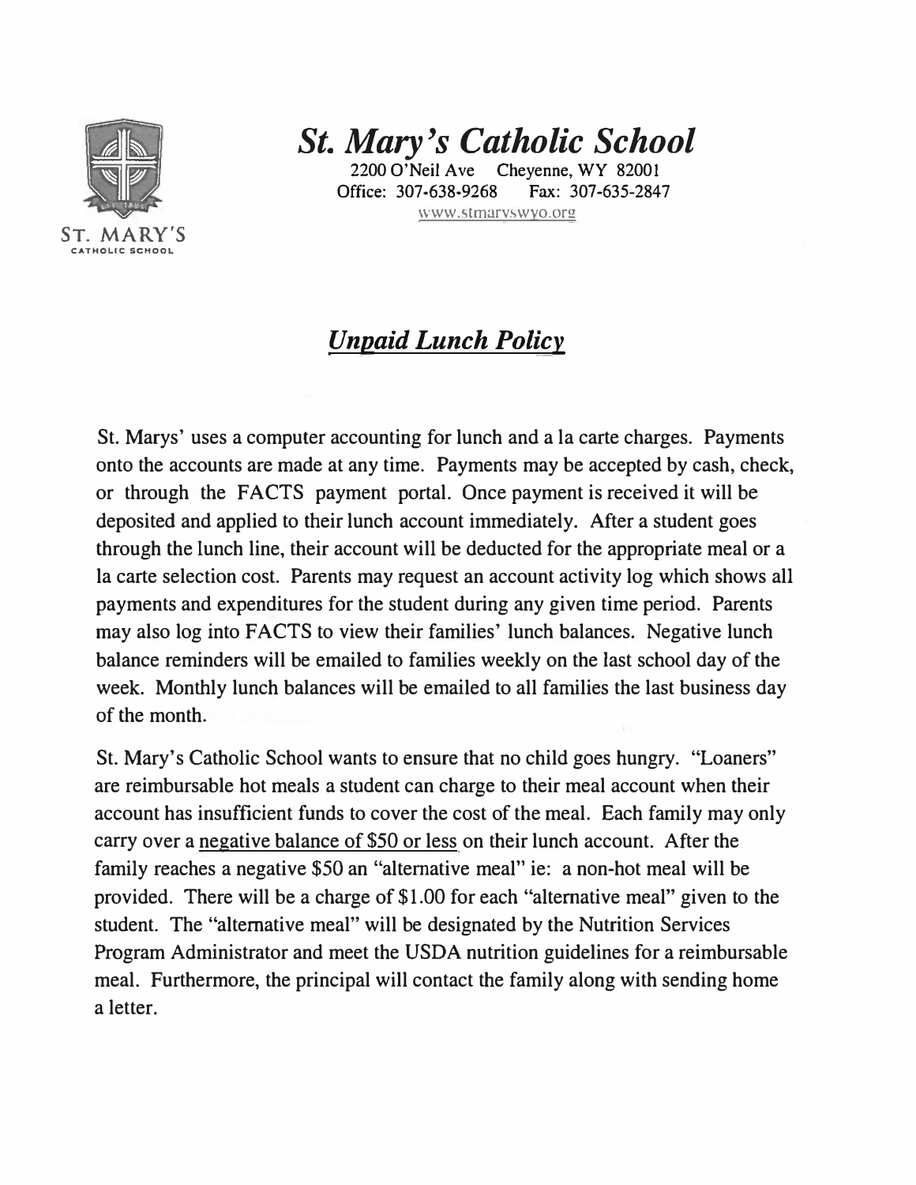# St. Mary's Catholic School

2200 O'Neil Ave Cheyenne, WY 82001
Office: 307-638-9268 Fax: 307-635-2847
www.stmaryswyo.org

## *Unpaid Lunch Policy*

St. Marys' uses a computer accounting for lunch and a la carte charges. Payments onto the accounts are made at any time. Payments may be accepted by cash, check, or through the FACTS payment portal. Once payment is received it will be deposited and applied to their lunch account immediately. After a student goes through the lunch line, their account will be deducted for the appropriate meal or a la carte selection cost. Parents may request an account activity log which shows all payments and expenditures for the student during any given time period. Parents may also log into FACTS to view their families' lunch balances. Negative lunch balance reminders will be emailed to families weekly on the last school day of the week. Monthly lunch balances will be emailed to all families the last business day of the month.

St. Mary's Catholic School wants to ensure that no child goes hungry. "Loaners" are reimbursable hot meals a student can charge to their meal account when their account has insufficient funds to cover the cost of the meal. Each family may only carry over a negative balance of $50 or less on their lunch account. After the family reaches a negative $50 an "alternative meal" ie: a non-hot meal will be provided. There will be a charge of $1.00 for each "alternative meal" given to the student. The "alternative meal" will be designated by the Nutrition Services Program Administrator and meet the USDA nutrition guidelines for a reimbursable meal. Furthermore, the principal will contact the family along with sending home a letter.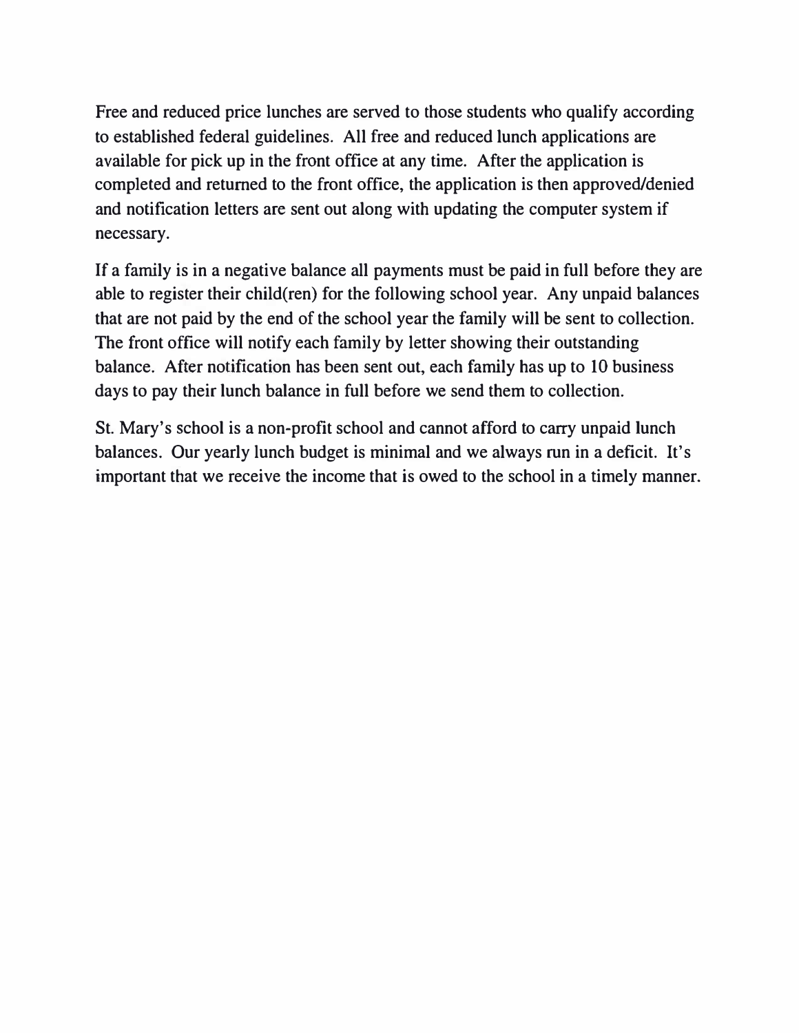Free and reduced price lunches are served to those students who qualify according to established federal guidelines. All free and reduced lunch applications are available for pick up in the front office at any time. After the application is completed and returned to the front office, the application is then approved/denied and notification letters are sent out along with updating the computer system if necessary.

If a family is in a negative balance all payments must be paid in full before they are able to register their child(ren) for the following school year. Any unpaid balances that are not paid by the end of the school year the family will be sent to collection. The front office will notify each family by letter showing their outstanding balance. After notification has been sent out, each family has up to 10 business days to pay their lunch balance in full before we send them to collection.

St. Mary's school is a non-profit school and cannot afford to carry unpaid lunch balances. Our yearly lunch budget is minimal and we always run in a deficit. It's important that we receive the income that is owed to the school in a timely manner.